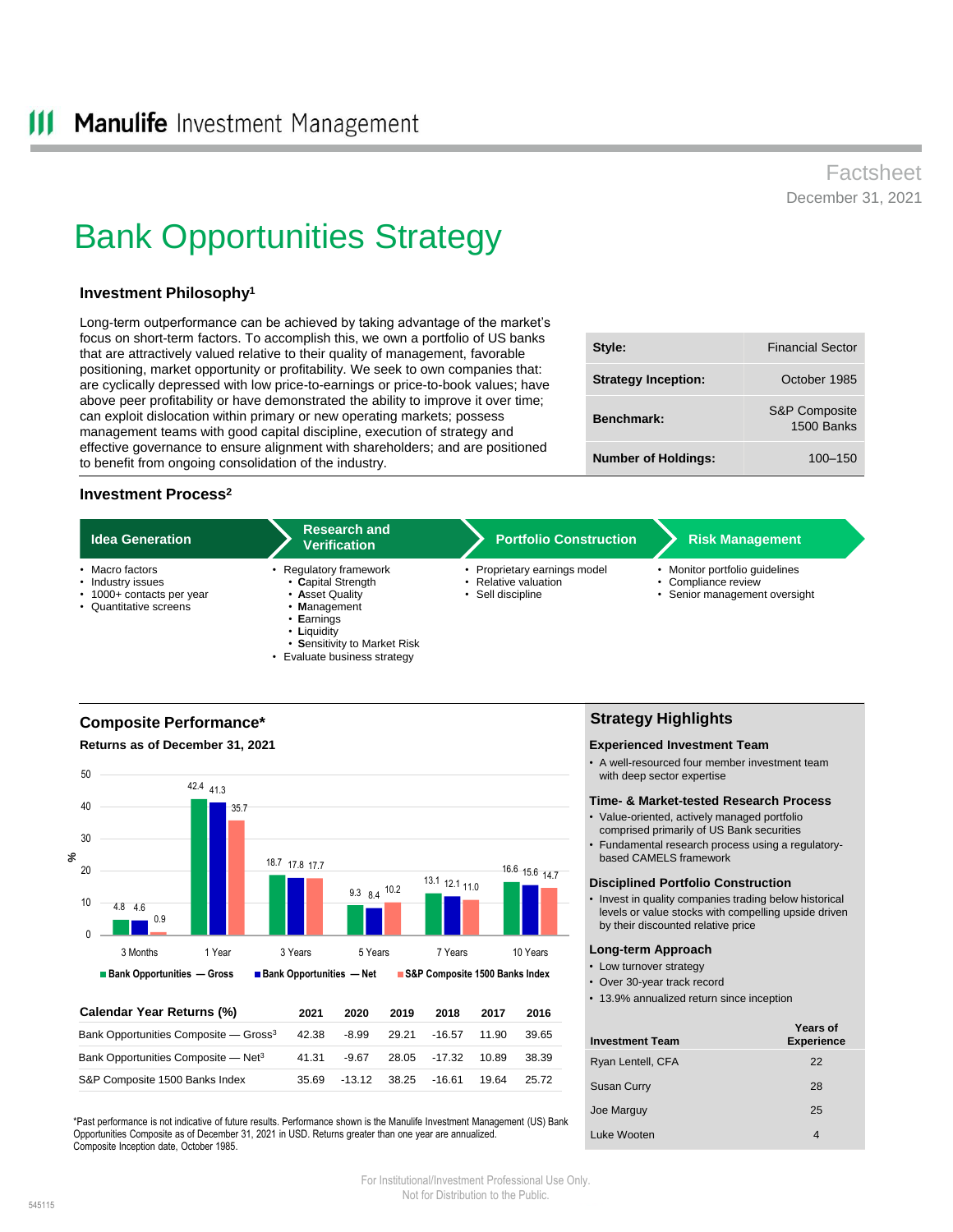Manulife Investment Management

Factsheet
December 31, 2021

# Bank Opportunities Strategy

### Investment Philosophy[1]

Long-term outperformance can be achieved by taking advantage of the market's focus on short-term factors. To accomplish this, we own a portfolio of US banks that are attractively valued relative to their quality of management, favorable positioning, market opportunity or profitability. We seek to own companies that: are cyclically depressed with low price-to-earnings or price-to-book values; have above peer profitability or have demonstrated the ability to improve it over time; can exploit dislocation within primary or new operating markets; possess management teams with good capital discipline, execution of strategy and effective governance to ensure alignment with shareholders; and are positioned to benefit from ongoing consolidation of the industry.

| | |
|---|---|
| **Style:** | Financial Sector |
| **Strategy Inception:** | October 1985 |
| **Benchmark:** | S&P Composite 1500 Banks |
| **Number of Holdings:** | 100–150 |

### Investment Process[2]

**Idea Generation**
- Macro factors
- Industry issues
- 1000+ contacts per year
- Quantitative screens

**Research and Verification**
- Regulatory framework
  - **C**apital Strength
  - **A**sset Quality
  - **M**anagement
  - **E**arnings
  - **L**iquidity
  - **S**ensitivity to Market Risk
- Evaluate business strategy

**Portfolio Construction**
- Proprietary earnings model
- Relative valuation
- Sell discipline

**Risk Management**
- Monitor portfolio guidelines
- Compliance review
- Senior management oversight

### Composite Performance*

**Returns as of December 31, 2021**

| (%) | 3 Months | 1 Year | 3 Years | 5 Years | 7 Years | 10 Years |
|---|---|---|---|---|---|---|
| Bank Opportunities — Gross | 4.8 | 42.4 | 18.7 | 9.3 | 13.1 | 16.6 |
| Bank Opportunities — Net | 4.6 | 41.3 | 17.8 | 8.4 | 12.1 | 15.6 |
| S&P Composite 1500 Banks Index | 0.9 | 35.7 | 17.7 | 10.2 | 11.0 | 14.7 |

| Calendar Year Returns (%) | 2021 | 2020 | 2019 | 2018 | 2017 | 2016 |
|---|---|---|---|---|---|---|
| Bank Opportunities Composite — Gross[3] | 42.38 | -8.99 | 29.21 | -16.57 | 11.90 | 39.65 |
| Bank Opportunities Composite — Net[3] | 41.31 | -9.67 | 28.05 | -17.32 | 10.89 | 38.39 |
| S&P Composite 1500 Banks Index | 35.69 | -13.12 | 38.25 | -16.61 | 19.64 | 25.72 |

*Past performance is not indicative of future results. Performance shown is the Manulife Investment Management (US) Bank Opportunities Composite as of December 31, 2021 in USD. Returns greater than one year are annualized. Composite Inception date, October 1985.

### Strategy Highlights

**Experienced Investment Team**
- A well-resourced four member investment team with deep sector expertise

**Time- & Market-tested Research Process**
- Value-oriented, actively managed portfolio comprised primarily of US Bank securities
- Fundamental research process using a regulatory-based CAMELS framework

**Disciplined Portfolio Construction**
- Invest in quality companies trading below historical levels or value stocks with compelling upside driven by their discounted relative price

**Long-term Approach**
- Low turnover strategy
- Over 30-year track record
- 13.9% annualized return since inception

| Investment Team | Years of Experience |
|---|---|
| Ryan Lentell, CFA | 22 |
| Susan Curry | 28 |
| Joe Marguy | 25 |
| Luke Wooten | 4 |

For Institutional/Investment Professional Use Only.
Not for Distribution to the Public.

545115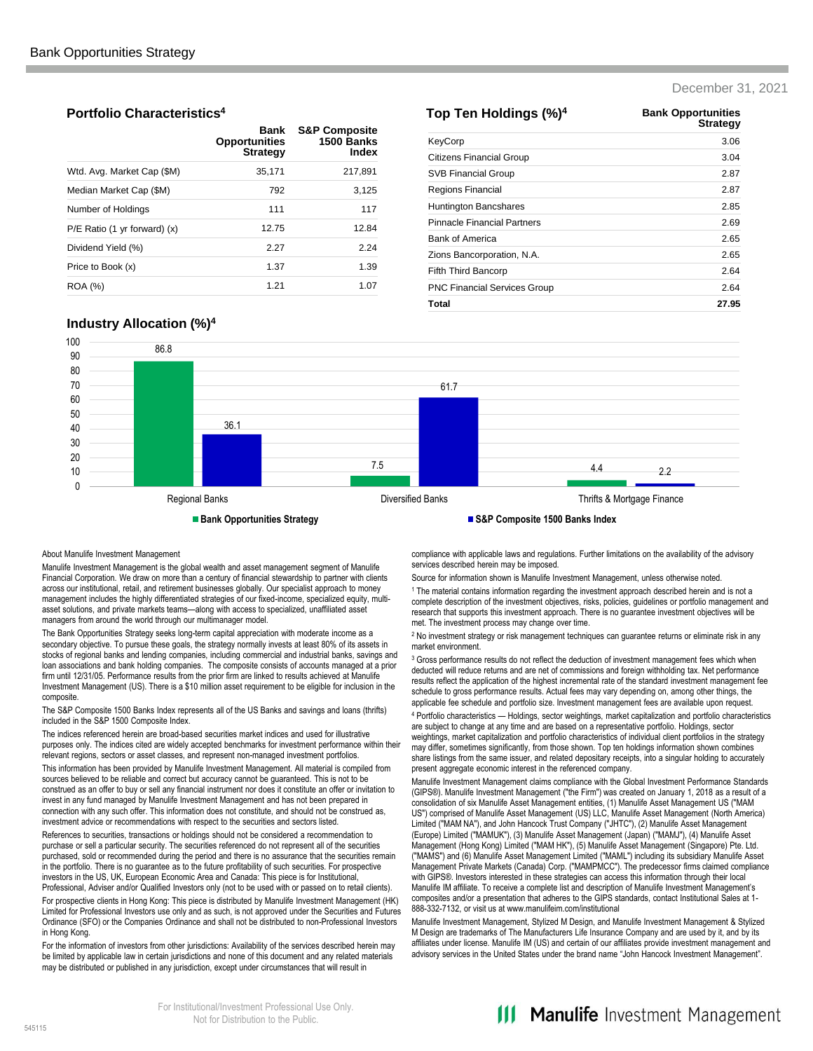Bank Opportunities Strategy

December 31, 2021

## Portfolio Characteristics[4]

| | Bank Opportunities Strategy | S&P Composite 1500 Banks Index |
|---|---|---|
| Wtd. Avg. Market Cap ($M) | 35,171 | 217,891 |
| Median Market Cap ($M) | 792 | 3,125 |
| Number of Holdings | 111 | 117 |
| P/E Ratio (1 yr forward) (x) | 12.75 | 12.84 |
| Dividend Yield (%) | 2.27 | 2.24 |
| Price to Book (x) | 1.37 | 1.39 |
| ROA (%) | 1.21 | 1.07 |

## Top Ten Holdings (%)[4]

| | Bank Opportunities Strategy |
|---|---|
| KeyCorp | 3.06 |
| Citizens Financial Group | 3.04 |
| SVB Financial Group | 2.87 |
| Regions Financial | 2.87 |
| Huntington Bancshares | 2.85 |
| Pinnacle Financial Partners | 2.69 |
| Bank of America | 2.65 |
| Zions Bancorporation, N.A. | 2.65 |
| Fifth Third Bancorp | 2.64 |
| PNC Financial Services Group | 2.64 |
| **Total** | **27.95** |

## Industry Allocation (%)[4]

100
90
80
70
60
50
40
30
20
10
0

86.8
36.1
7.5
61.7
4.4
2.2

Regional Banks
Diversified Banks
Thrifts & Mortgage Finance

Bank Opportunities Strategy
S&P Composite 1500 Banks Index

About Manulife Investment Management

Manulife Investment Management is the global wealth and asset management segment of Manulife Financial Corporation. We draw on more than a century of financial stewardship to partner with clients across our institutional, retail, and retirement businesses globally. Our specialist approach to money management includes the highly differentiated strategies of our fixed-income, specialized equity, multi-asset solutions, and private markets teams—along with access to specialized, unaffiliated asset managers from around the world through our multimanager model.

The Bank Opportunities Strategy seeks long-term capital appreciation with moderate income as a secondary objective. To pursue these goals, the strategy normally invests at least 80% of its assets in stocks of regional banks and lending companies, including commercial and industrial banks, savings and loan associations and bank holding companies. The composite consists of accounts managed at a prior firm until 12/31/05. Performance results from the prior firm are linked to results achieved at Manulife Investment Management (US). There is a $10 million asset requirement to be eligible for inclusion in the composite.

The S&P Composite 1500 Banks Index represents all of the US Banks and savings and loans (thrifts) included in the S&P 1500 Composite Index.

The indices referenced herein are broad-based securities market indices and used for illustrative purposes only. The indices cited are widely accepted benchmarks for investment performance within their relevant regions, sectors or asset classes, and represent non-managed investment portfolios.

This information has been provided by Manulife Investment Management. All material is compiled from sources believed to be reliable and accurate but accuracy cannot be guaranteed. This is not to be construed as an offer to buy or sell any financial instrument nor does it constitute an offer or invitation to invest in any fund managed by Manulife Investment Management and has not been prepared in connection with any such offer. This information does not constitute, and should not be construed as, investment advice or recommendations with respect to the securities and sectors listed.

References to securities, transactions or holdings should not be considered a recommendation to purchase or sell a particular security. The securities referenced do not represent all of the securities purchased, sold or recommended during the period and there is no assurance that the securities remain in the portfolio. There is no guarantee as to the future profitability of such securities. For prospective investors in the US, UK, European Economic Area and Canada: This piece is for Institutional, Professional, Adviser and/or Qualified Investors only (not to be used with or passed on to retail clients).

For prospective clients in Hong Kong: This piece is distributed by Manulife Investment Management (HK) Limited for Professional Investors use only and as such, is not approved under the Securities and Futures Ordinance (SFO) or the Companies Ordinance and shall not be distributed to non-Professional Investors in Hong Kong.

For the information of investors from other jurisdictions: Availability of the services described herein may be limited by applicable law in certain jurisdictions and none of this document and any related materials may be distributed or published in any jurisdiction, except under circumstances that will result in compliance with applicable laws and regulations. Further limitations on the availability of the advisory services described herein may be imposed.

Source for information shown is Manulife Investment Management, unless otherwise noted.

[1] The material contains information regarding the investment approach described herein and is not a complete description of the investment objectives, risks, policies, guidelines or portfolio management and research that supports this investment approach. There is no guarantee investment objectives will be met. The investment process may change over time.

[2] No investment strategy or risk management techniques can guarantee returns or eliminate risk in any market environment.

[3] Gross performance results do not reflect the deduction of investment management fees which when deducted will reduce returns and are net of commissions and foreign withholding tax. Net performance results reflect the application of the highest incremental rate of the standard investment management fee schedule to gross performance results. Actual fees may vary depending on, among other things, the applicable fee schedule and portfolio size. Investment management fees are available upon request.

[4] Portfolio characteristics — Holdings, sector weightings, market capitalization and portfolio characteristics are subject to change at any time and are based on a representative portfolio. Holdings, sector weightings, market capitalization and portfolio characteristics of individual client portfolios in the strategy may differ, sometimes significantly, from those shown. Top ten holdings information shown combines share listings from the same issuer, and related depositary receipts, into a singular holding to accurately present aggregate economic interest in the referenced company.

Manulife Investment Management claims compliance with the Global Investment Performance Standards (GIPS®). Manulife Investment Management ("the Firm") was created on January 1, 2018 as a result of a consolidation of six Manulife Asset Management entities, (1) Manulife Asset Management US ("MAM US") comprised of Manulife Asset Management (US) LLC, Manulife Asset Management (North America) Limited ("MAM NA"), and John Hancock Trust Company ("JHTC"), (2) Manulife Asset Management (Europe) Limited ("MAMUK"), (3) Manulife Asset Management (Japan) ("MAMJ"), (4) Manulife Asset Management (Hong Kong) Limited ("MAM HK"), (5) Manulife Asset Management (Singapore) Pte. Ltd. ("MAMS") and (6) Manulife Asset Management Limited ("MAML") including its subsidiary Manulife Asset Management Private Markets (Canada) Corp. ("MAMPMCC"). The predecessor firms claimed compliance with GIPS®. Investors interested in these strategies can access this information through their local Manulife IM affiliate. To receive a complete list and description of Manulife Investment Management's composites and/or a presentation that adheres to the GIPS standards, contact Institutional Sales at 1-888-332-7132, or visit us at www.manulifeim.com/institutional

Manulife Investment Management, Stylized M Design, and Manulife Investment Management & Stylized M Design are trademarks of The Manufacturers Life Insurance Company and are used by it, and by its affiliates under license. Manulife IM (US) and certain of our affiliates provide investment management and advisory services in the United States under the brand name "John Hancock Investment Management".

For Institutional/Investment Professional Use Only.
Not for Distribution to the Public.

545115

Manulife Investment Management